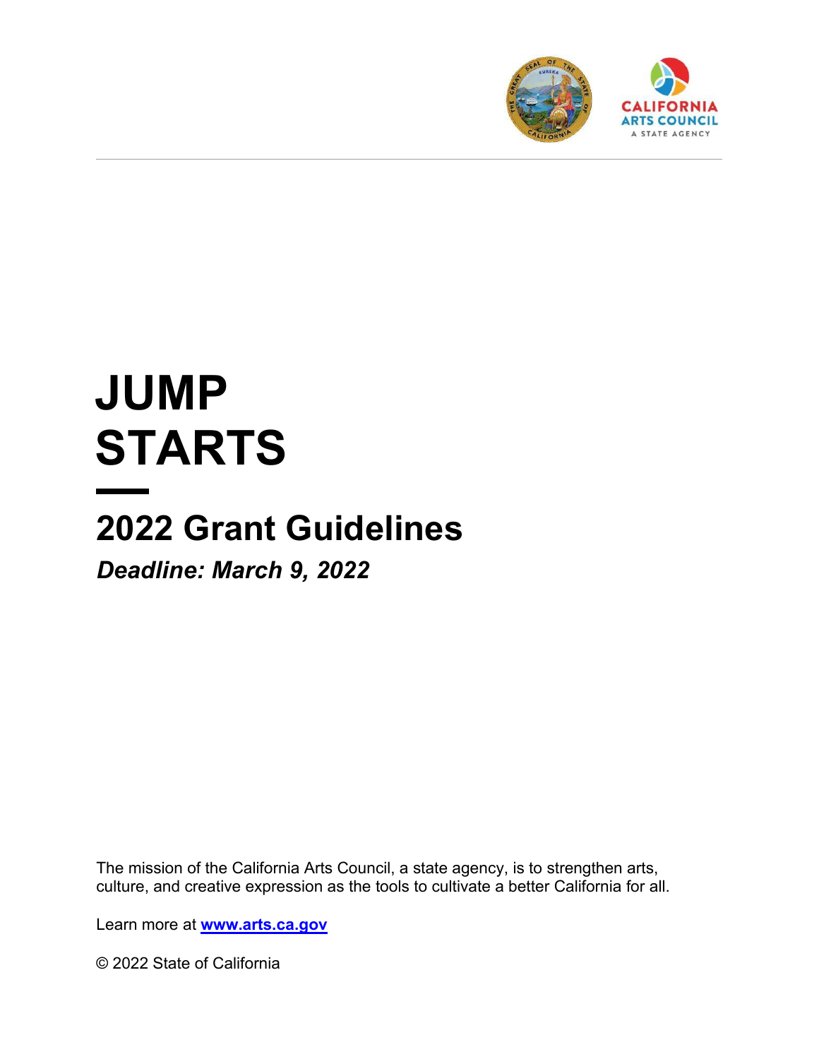# JUMP STARTS

## 2022 Grant Guidelines

***Deadline: March 9, 2022***

The mission of the California Arts Council, a state agency, is to strengthen arts, culture, and creative expression as the tools to cultivate a better California for all.

Learn more at **www.arts.ca.gov**

© 2022 State of California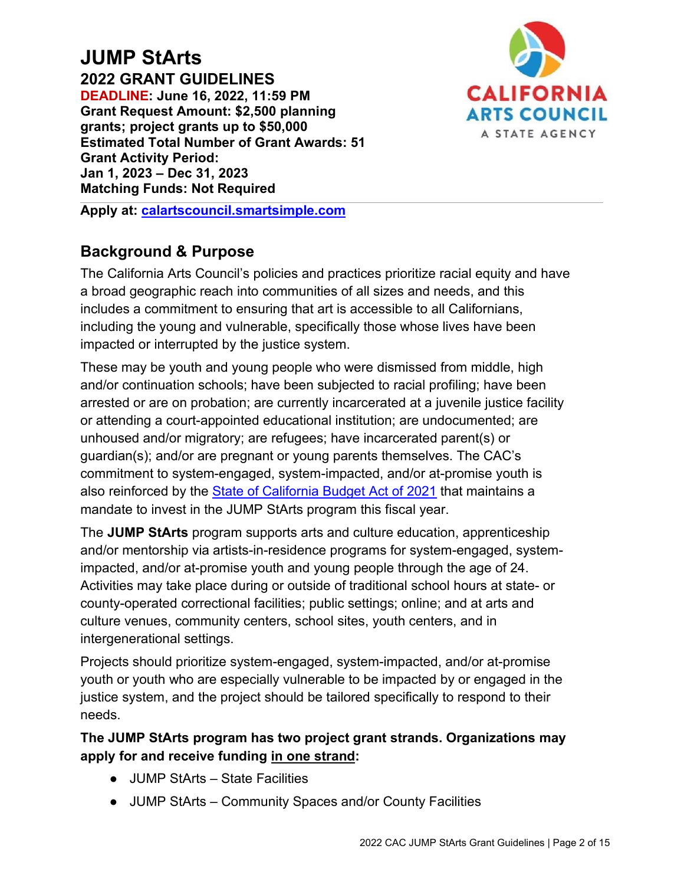# JUMP StArts

**2022 GRANT GUIDELINES**
**DEADLINE: June 16, 2022, 11:59 PM**
**Grant Request Amount: $2,500 planning grants; project grants up to $50,000**
**Estimated Total Number of Grant Awards: 51**
**Grant Activity Period:**
**Jan 1, 2023 – Dec 31, 2023**
**Matching Funds: Not Required**

**Apply at: calartscouncil.smartsimple.com**

## Background & Purpose

The California Arts Council's policies and practices prioritize racial equity and have a broad geographic reach into communities of all sizes and needs, and this includes a commitment to ensuring that art is accessible to all Californians, including the young and vulnerable, specifically those whose lives have been impacted or interrupted by the justice system.

These may be youth and young people who were dismissed from middle, high and/or continuation schools; have been subjected to racial profiling; have been arrested or are on probation; are currently incarcerated at a juvenile justice facility or attending a court-appointed educational institution; are undocumented; are unhoused and/or migratory; are refugees; have incarcerated parent(s) or guardian(s); and/or are pregnant or young parents themselves. The CAC's commitment to system-engaged, system-impacted, and/or at-promise youth is also reinforced by the State of California Budget Act of 2021 that maintains a mandate to invest in the JUMP StArts program this fiscal year.

The **JUMP StArts** program supports arts and culture education, apprenticeship and/or mentorship via artists-in-residence programs for system-engaged, system-impacted, and/or at-promise youth and young people through the age of 24. Activities may take place during or outside of traditional school hours at state- or county-operated correctional facilities; public settings; online; and at arts and culture venues, community centers, school sites, youth centers, and in intergenerational settings.

Projects should prioritize system-engaged, system-impacted, and/or at-promise youth or youth who are especially vulnerable to be impacted by or engaged in the justice system, and the project should be tailored specifically to respond to their needs.

**The JUMP StArts program has two project grant strands. Organizations may apply for and receive funding in one strand:**

- JUMP StArts – State Facilities
- JUMP StArts – Community Spaces and/or County Facilities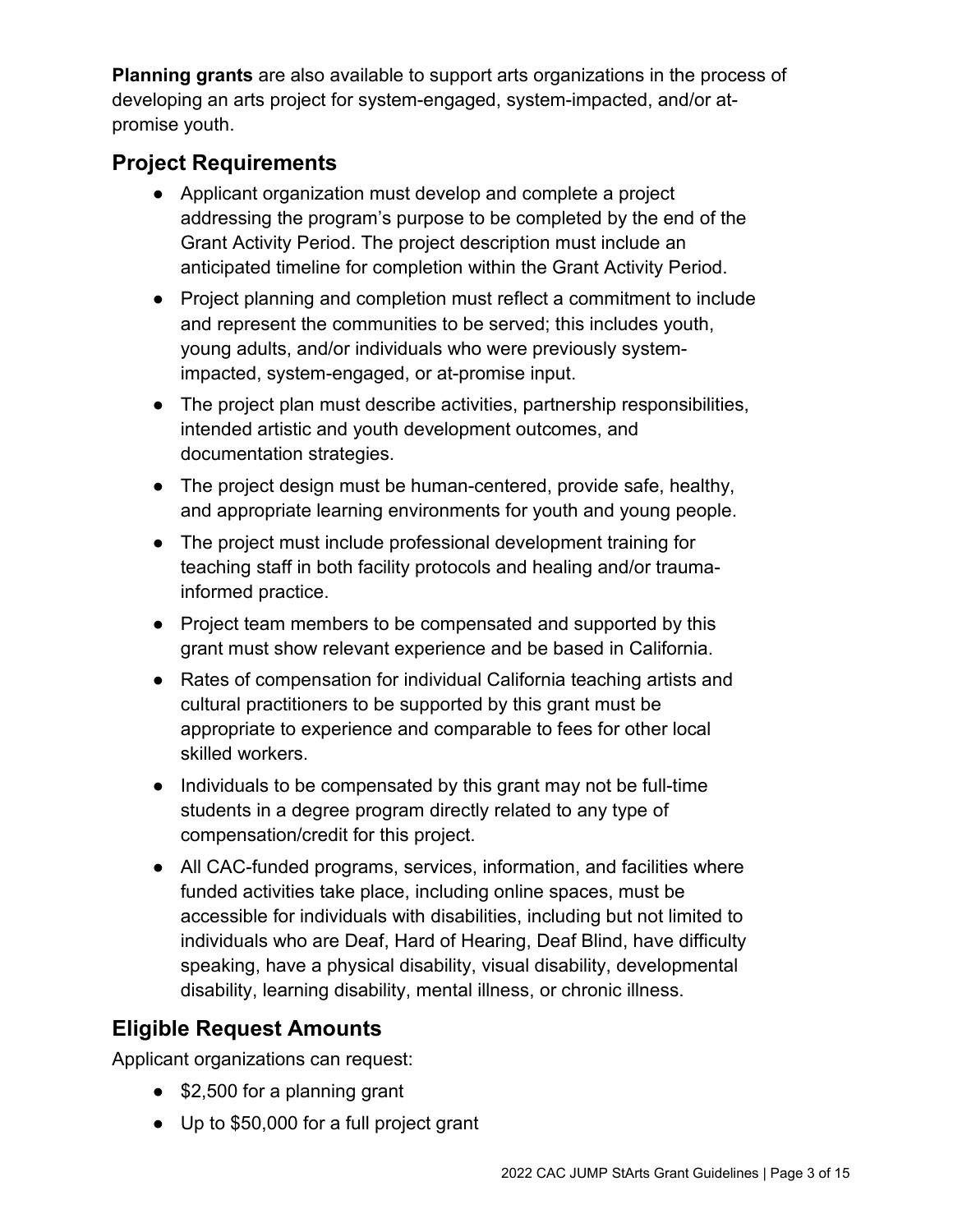**Planning grants** are also available to support arts organizations in the process of developing an arts project for system-engaged, system-impacted, and/or at-promise youth.

## Project Requirements

- Applicant organization must develop and complete a project addressing the program's purpose to be completed by the end of the Grant Activity Period. The project description must include an anticipated timeline for completion within the Grant Activity Period.
- Project planning and completion must reflect a commitment to include and represent the communities to be served; this includes youth, young adults, and/or individuals who were previously system-impacted, system-engaged, or at-promise input.
- The project plan must describe activities, partnership responsibilities, intended artistic and youth development outcomes, and documentation strategies.
- The project design must be human-centered, provide safe, healthy, and appropriate learning environments for youth and young people.
- The project must include professional development training for teaching staff in both facility protocols and healing and/or trauma-informed practice.
- Project team members to be compensated and supported by this grant must show relevant experience and be based in California.
- Rates of compensation for individual California teaching artists and cultural practitioners to be supported by this grant must be appropriate to experience and comparable to fees for other local skilled workers.
- Individuals to be compensated by this grant may not be full-time students in a degree program directly related to any type of compensation/credit for this project.
- All CAC-funded programs, services, information, and facilities where funded activities take place, including online spaces, must be accessible for individuals with disabilities, including but not limited to individuals who are Deaf, Hard of Hearing, Deaf Blind, have difficulty speaking, have a physical disability, visual disability, developmental disability, learning disability, mental illness, or chronic illness.

## Eligible Request Amounts

Applicant organizations can request:

- $2,500 for a planning grant
- Up to $50,000 for a full project grant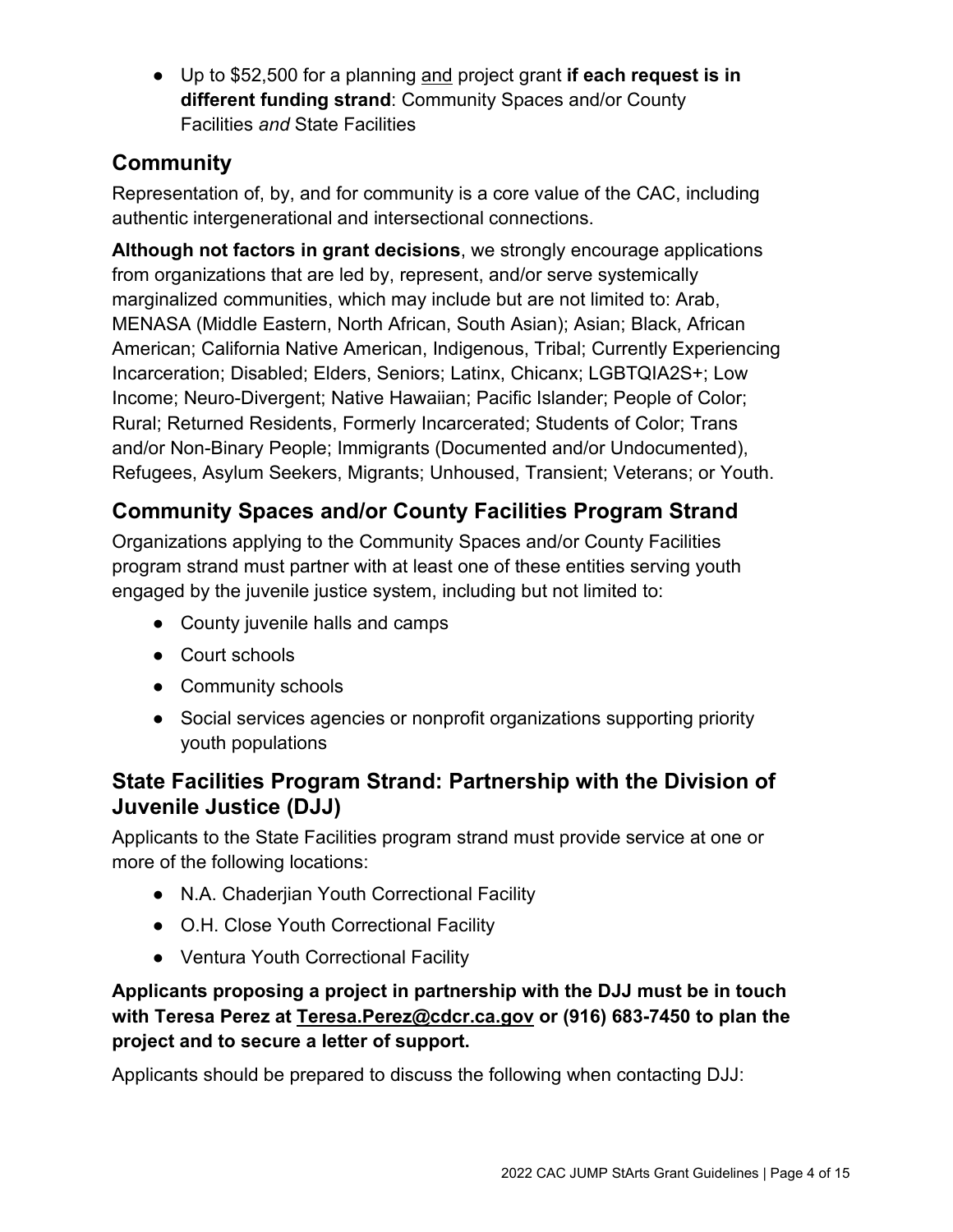- Up to $52,500 for a planning and project grant **if each request is in different funding strand**: Community Spaces and/or County Facilities *and* State Facilities

## Community

Representation of, by, and for community is a core value of the CAC, including authentic intergenerational and intersectional connections.

**Although not factors in grant decisions**, we strongly encourage applications from organizations that are led by, represent, and/or serve systemically marginalized communities, which may include but are not limited to: Arab, MENASA (Middle Eastern, North African, South Asian); Asian; Black, African American; California Native American, Indigenous, Tribal; Currently Experiencing Incarceration; Disabled; Elders, Seniors; Latinx, Chicanx; LGBTQIA2S+; Low Income; Neuro-Divergent; Native Hawaiian; Pacific Islander; People of Color; Rural; Returned Residents, Formerly Incarcerated; Students of Color; Trans and/or Non-Binary People; Immigrants (Documented and/or Undocumented), Refugees, Asylum Seekers, Migrants; Unhoused, Transient; Veterans; or Youth.

## Community Spaces and/or County Facilities Program Strand

Organizations applying to the Community Spaces and/or County Facilities program strand must partner with at least one of these entities serving youth engaged by the juvenile justice system, including but not limited to:

- County juvenile halls and camps
- Court schools
- Community schools
- Social services agencies or nonprofit organizations supporting priority youth populations

## State Facilities Program Strand: Partnership with the Division of Juvenile Justice (DJJ)

Applicants to the State Facilities program strand must provide service at one or more of the following locations:

- N.A. Chaderjian Youth Correctional Facility
- O.H. Close Youth Correctional Facility
- Ventura Youth Correctional Facility

**Applicants proposing a project in partnership with the DJJ must be in touch with Teresa Perez at Teresa.Perez@cdcr.ca.gov or (916) 683-7450 to plan the project and to secure a letter of support.**

Applicants should be prepared to discuss the following when contacting DJJ: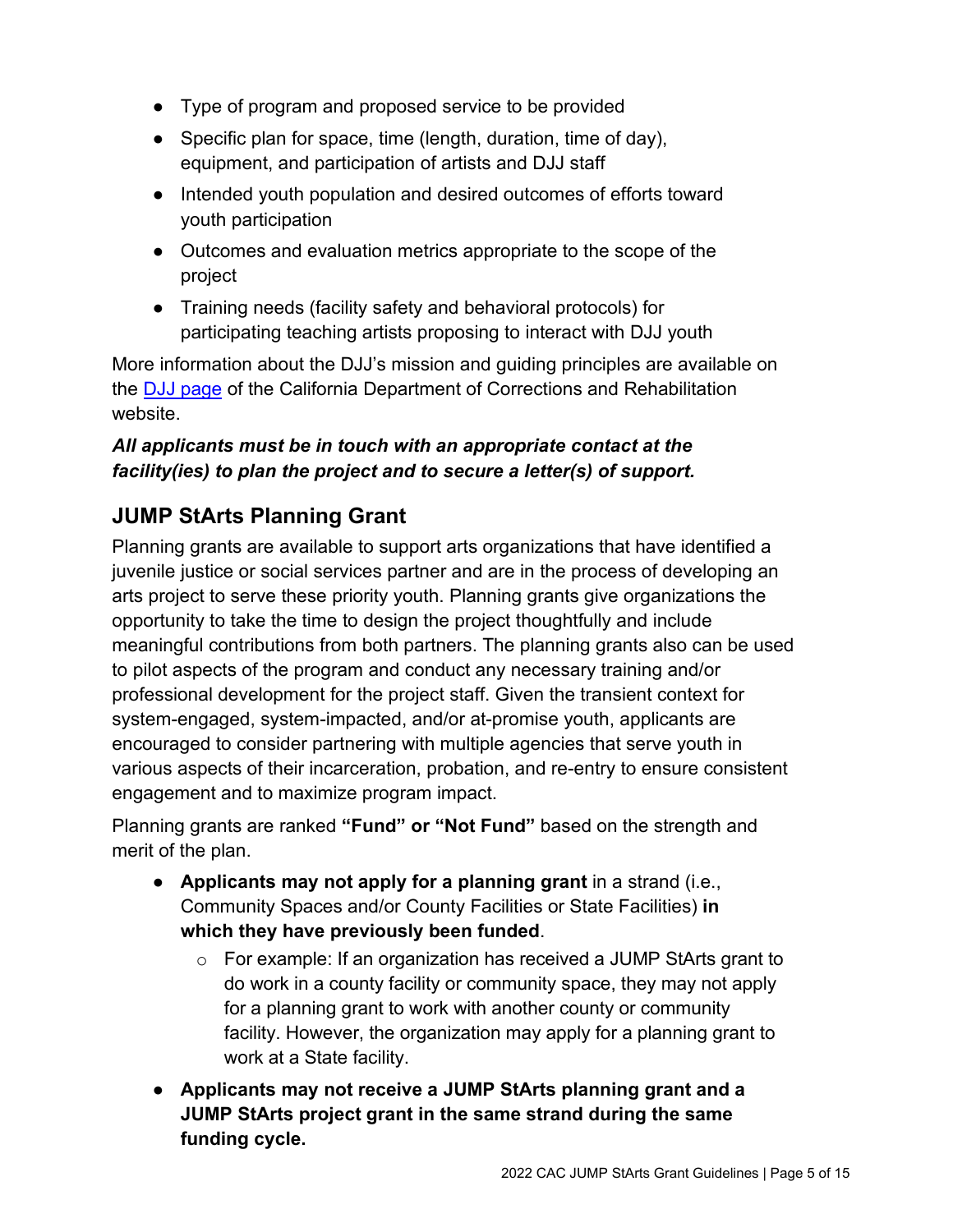- Type of program and proposed service to be provided
- Specific plan for space, time (length, duration, time of day), equipment, and participation of artists and DJJ staff
- Intended youth population and desired outcomes of efforts toward youth participation
- Outcomes and evaluation metrics appropriate to the scope of the project
- Training needs (facility safety and behavioral protocols) for participating teaching artists proposing to interact with DJJ youth

More information about the DJJ's mission and guiding principles are available on the [DJJ page](#) of the California Department of Corrections and Rehabilitation website.

***All applicants must be in touch with an appropriate contact at the facility(ies) to plan the project and to secure a letter(s) of support.***

## JUMP StArts Planning Grant

Planning grants are available to support arts organizations that have identified a juvenile justice or social services partner and are in the process of developing an arts project to serve these priority youth. Planning grants give organizations the opportunity to take the time to design the project thoughtfully and include meaningful contributions from both partners. The planning grants also can be used to pilot aspects of the program and conduct any necessary training and/or professional development for the project staff. Given the transient context for system-engaged, system-impacted, and/or at-promise youth, applicants are encouraged to consider partnering with multiple agencies that serve youth in various aspects of their incarceration, probation, and re-entry to ensure consistent engagement and to maximize program impact.

Planning grants are ranked **"Fund" or "Not Fund"** based on the strength and merit of the plan.

- **Applicants may not apply for a planning grant** in a strand (i.e., Community Spaces and/or County Facilities or State Facilities) **in which they have previously been funded**.
    - For example: If an organization has received a JUMP StArts grant to do work in a county facility or community space, they may not apply for a planning grant to work with another county or community facility. However, the organization may apply for a planning grant to work at a State facility.
- **Applicants may not receive a JUMP StArts planning grant and a JUMP StArts project grant in the same strand during the same funding cycle.**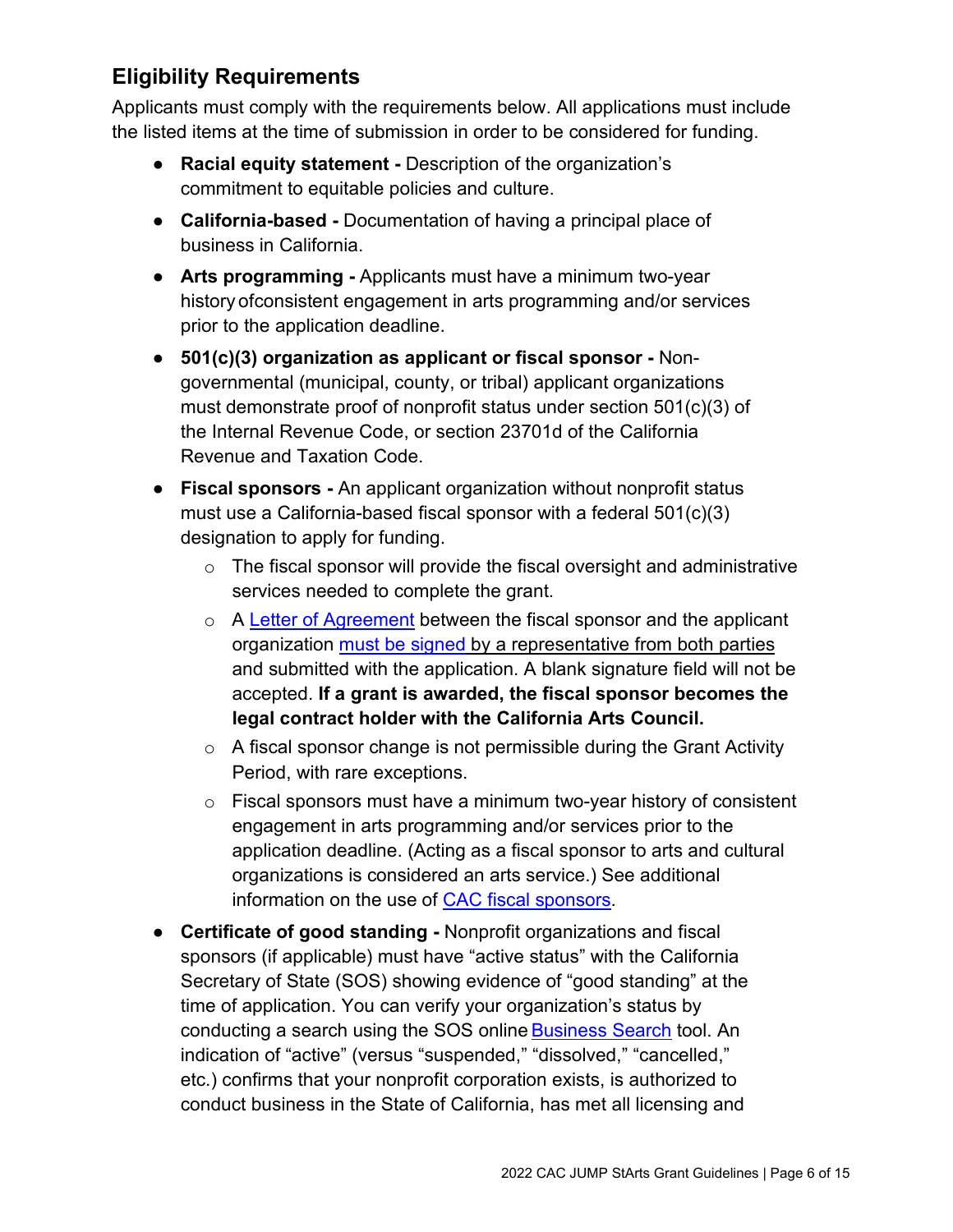## Eligibility Requirements

Applicants must comply with the requirements below. All applications must include the listed items at the time of submission in order to be considered for funding.

- **Racial equity statement -** Description of the organization's commitment to equitable policies and culture.
- **California-based -** Documentation of having a principal place of business in California.
- **Arts programming -** Applicants must have a minimum two-year history ofconsistent engagement in arts programming and/or services prior to the application deadline.
- **501(c)(3) organization as applicant or fiscal sponsor -** Non-governmental (municipal, county, or tribal) applicant organizations must demonstrate proof of nonprofit status under section 501(c)(3) of the Internal Revenue Code, or section 23701d of the California Revenue and Taxation Code.
- **Fiscal sponsors -** An applicant organization without nonprofit status must use a California-based fiscal sponsor with a federal 501(c)(3) designation to apply for funding.
  - The fiscal sponsor will provide the fiscal oversight and administrative services needed to complete the grant.
  - A Letter of Agreement between the fiscal sponsor and the applicant organization must be signed by a representative from both parties and submitted with the application. A blank signature field will not be accepted. **If a grant is awarded, the fiscal sponsor becomes the legal contract holder with the California Arts Council.**
  - A fiscal sponsor change is not permissible during the Grant Activity Period, with rare exceptions.
  - Fiscal sponsors must have a minimum two-year history of consistent engagement in arts programming and/or services prior to the application deadline. (Acting as a fiscal sponsor to arts and cultural organizations is considered an arts service.) See additional information on the use of CAC fiscal sponsors.
- **Certificate of good standing -** Nonprofit organizations and fiscal sponsors (if applicable) must have "active status" with the California Secretary of State (SOS) showing evidence of "good standing" at the time of application. You can verify your organization's status by conducting a search using the SOS online Business Search tool. An indication of "active" (versus "suspended," "dissolved," "cancelled," etc.) confirms that your nonprofit corporation exists, is authorized to conduct business in the State of California, has met all licensing and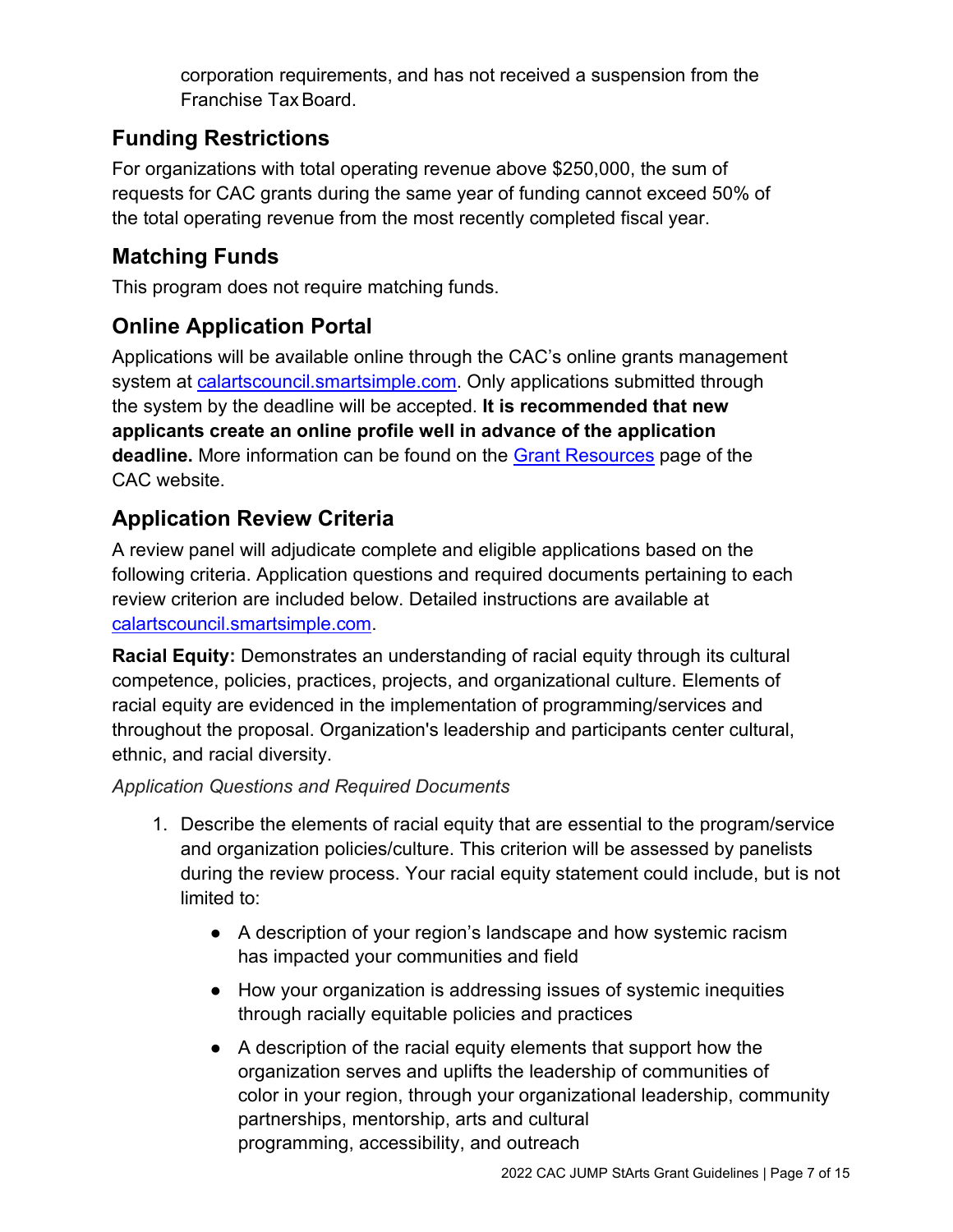corporation requirements, and has not received a suspension from the Franchise Tax Board.

## Funding Restrictions

For organizations with total operating revenue above $250,000, the sum of requests for CAC grants during the same year of funding cannot exceed 50% of the total operating revenue from the most recently completed fiscal year.

## Matching Funds

This program does not require matching funds.

## Online Application Portal

Applications will be available online through the CAC's online grants management system at [calartscouncil.smartsimple.com](calartscouncil.smartsimple.com). Only applications submitted through the system by the deadline will be accepted. **It is recommended that new applicants create an online profile well in advance of the application deadline.** More information can be found on the [Grant Resources]() page of the CAC website.

## Application Review Criteria

A review panel will adjudicate complete and eligible applications based on the following criteria. Application questions and required documents pertaining to each review criterion are included below. Detailed instructions are available at [calartscouncil.smartsimple.com](calartscouncil.smartsimple.com).

**Racial Equity:** Demonstrates an understanding of racial equity through its cultural competence, policies, practices, projects, and organizational culture. Elements of racial equity are evidenced in the implementation of programming/services and throughout the proposal. Organization's leadership and participants center cultural, ethnic, and racial diversity.

*Application Questions and Required Documents*

1. Describe the elements of racial equity that are essential to the program/service and organization policies/culture. This criterion will be assessed by panelists during the review process. Your racial equity statement could include, but is not limited to:
    - A description of your region's landscape and how systemic racism has impacted your communities and field
    - How your organization is addressing issues of systemic inequities through racially equitable policies and practices
    - A description of the racial equity elements that support how the organization serves and uplifts the leadership of communities of color in your region, through your organizational leadership, community partnerships, mentorship, arts and cultural programming, accessibility, and outreach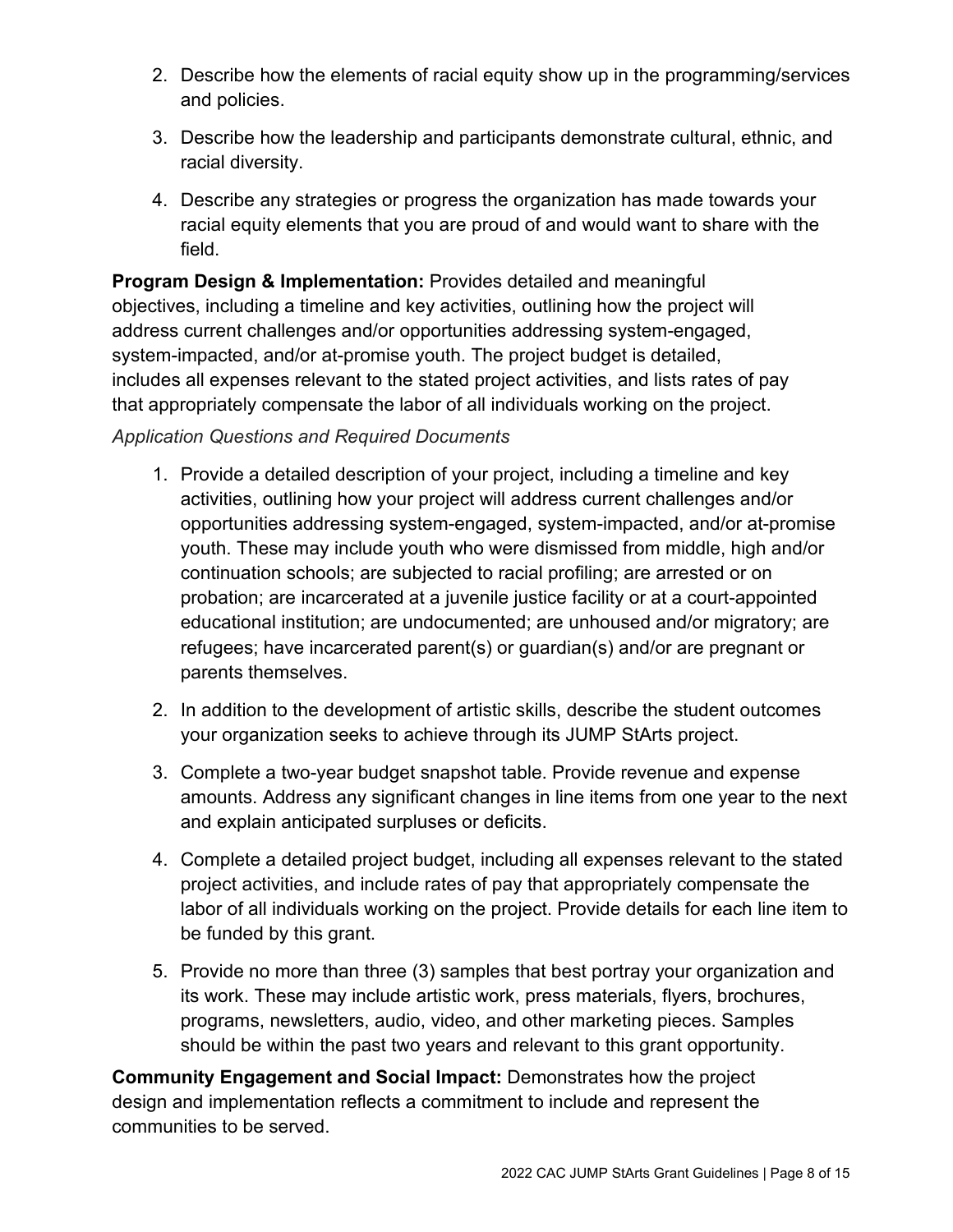2. Describe how the elements of racial equity show up in the programming/services and policies.
3. Describe how the leadership and participants demonstrate cultural, ethnic, and racial diversity.
4. Describe any strategies or progress the organization has made towards your racial equity elements that you are proud of and would want to share with the field.

**Program Design & Implementation:** Provides detailed and meaningful objectives, including a timeline and key activities, outlining how the project will address current challenges and/or opportunities addressing system-engaged, system-impacted, and/or at-promise youth. The project budget is detailed, includes all expenses relevant to the stated project activities, and lists rates of pay that appropriately compensate the labor of all individuals working on the project.

*Application Questions and Required Documents*

1. Provide a detailed description of your project, including a timeline and key activities, outlining how your project will address current challenges and/or opportunities addressing system-engaged, system-impacted, and/or at-promise youth. These may include youth who were dismissed from middle, high and/or continuation schools; are subjected to racial profiling; are arrested or on probation; are incarcerated at a juvenile justice facility or at a court-appointed educational institution; are undocumented; are unhoused and/or migratory; are refugees; have incarcerated parent(s) or guardian(s) and/or are pregnant or parents themselves.
2. In addition to the development of artistic skills, describe the student outcomes your organization seeks to achieve through its JUMP StArts project.
3. Complete a two-year budget snapshot table. Provide revenue and expense amounts. Address any significant changes in line items from one year to the next and explain anticipated surpluses or deficits.
4. Complete a detailed project budget, including all expenses relevant to the stated project activities, and include rates of pay that appropriately compensate the labor of all individuals working on the project. Provide details for each line item to be funded by this grant.
5. Provide no more than three (3) samples that best portray your organization and its work. These may include artistic work, press materials, flyers, brochures, programs, newsletters, audio, video, and other marketing pieces. Samples should be within the past two years and relevant to this grant opportunity.

**Community Engagement and Social Impact:** Demonstrates how the project design and implementation reflects a commitment to include and represent the communities to be served.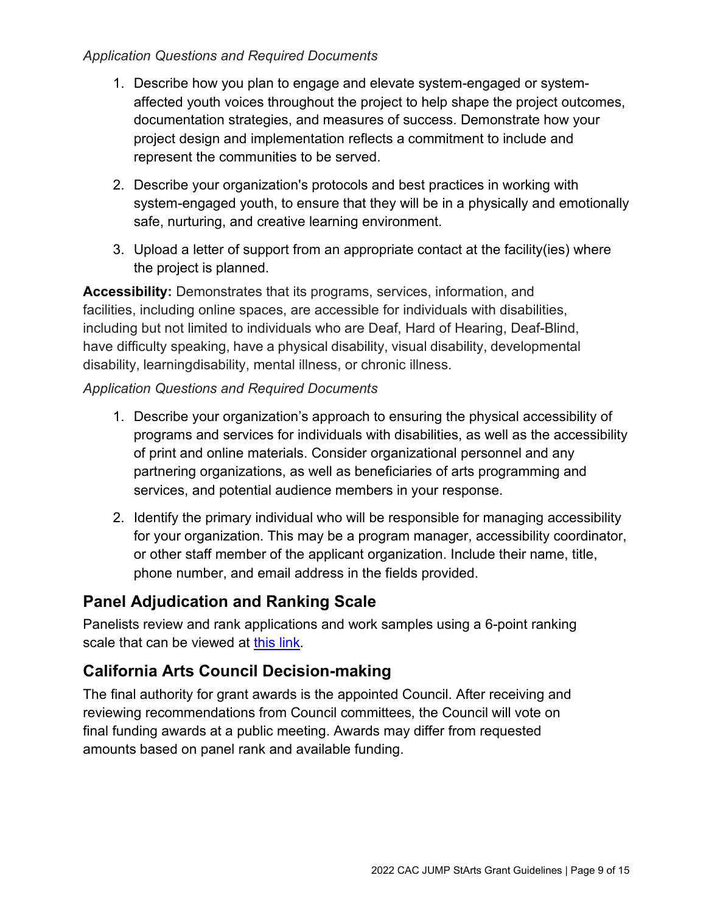*Application Questions and Required Documents*

1. Describe how you plan to engage and elevate system-engaged or system-affected youth voices throughout the project to help shape the project outcomes, documentation strategies, and measures of success. Demonstrate how your project design and implementation reflects a commitment to include and represent the communities to be served.
2. Describe your organization's protocols and best practices in working with system-engaged youth, to ensure that they will be in a physically and emotionally safe, nurturing, and creative learning environment.
3. Upload a letter of support from an appropriate contact at the facility(ies) where the project is planned.

**Accessibility:** Demonstrates that its programs, services, information, and facilities, including online spaces, are accessible for individuals with disabilities, including but not limited to individuals who are Deaf, Hard of Hearing, Deaf-Blind, have difficulty speaking, have a physical disability, visual disability, developmental disability, learningdisability, mental illness, or chronic illness.

*Application Questions and Required Documents*

1. Describe your organization's approach to ensuring the physical accessibility of programs and services for individuals with disabilities, as well as the accessibility of print and online materials. Consider organizational personnel and any partnering organizations, as well as beneficiaries of arts programming and services, and potential audience members in your response.
2. Identify the primary individual who will be responsible for managing accessibility for your organization. This may be a program manager, accessibility coordinator, or other staff member of the applicant organization. Include their name, title, phone number, and email address in the fields provided.

## Panel Adjudication and Ranking Scale

Panelists review and rank applications and work samples using a 6-point ranking scale that can be viewed at this link.

## California Arts Council Decision-making

The final authority for grant awards is the appointed Council. After receiving and reviewing recommendations from Council committees, the Council will vote on final funding awards at a public meeting. Awards may differ from requested amounts based on panel rank and available funding.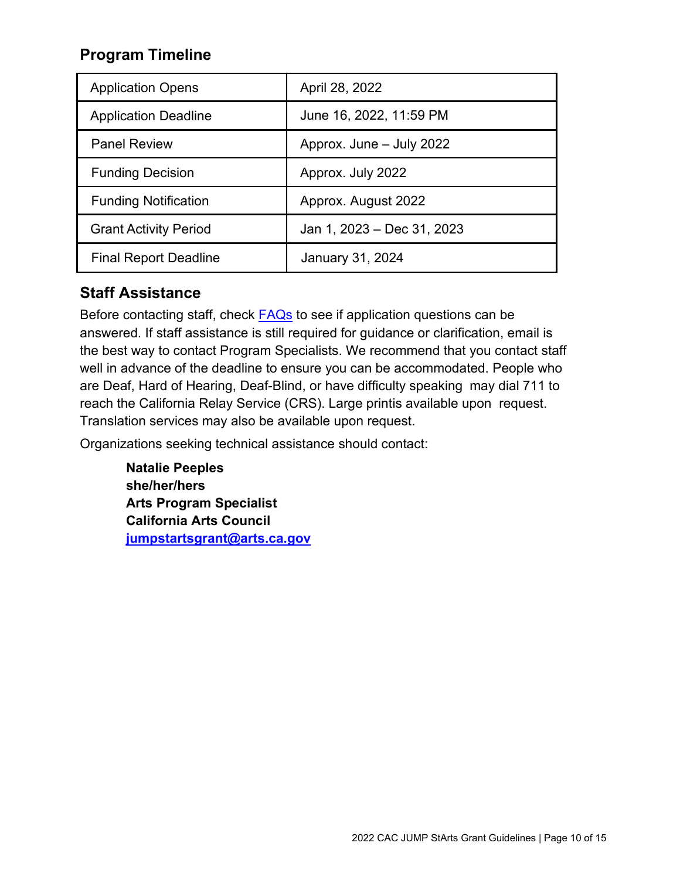## Program Timeline

| Application Opens | April 28, 2022 |
|---|---|
| Application Deadline | June 16, 2022, 11:59 PM |
| Panel Review | Approx. June – July 2022 |
| Funding Decision | Approx. July 2022 |
| Funding Notification | Approx. August 2022 |
| Grant Activity Period | Jan 1, 2023 – Dec 31, 2023 |
| Final Report Deadline | January 31, 2024 |

## Staff Assistance

Before contacting staff, check [FAQs](#) to see if application questions can be answered. If staff assistance is still required for guidance or clarification, email is the best way to contact Program Specialists. We recommend that you contact staff well in advance of the deadline to ensure you can be accommodated. People who are Deaf, Hard of Hearing, Deaf-Blind, or have difficulty speaking may dial 711 to reach the California Relay Service (CRS). Large printis available upon request. Translation services may also be available upon request.

Organizations seeking technical assistance should contact:

**Natalie Peeples**
**she/her/hers**
**Arts Program Specialist**
**California Arts Council**
**[jumpstartsgrant@arts.ca.gov](mailto:jumpstartsgrant@arts.ca.gov)**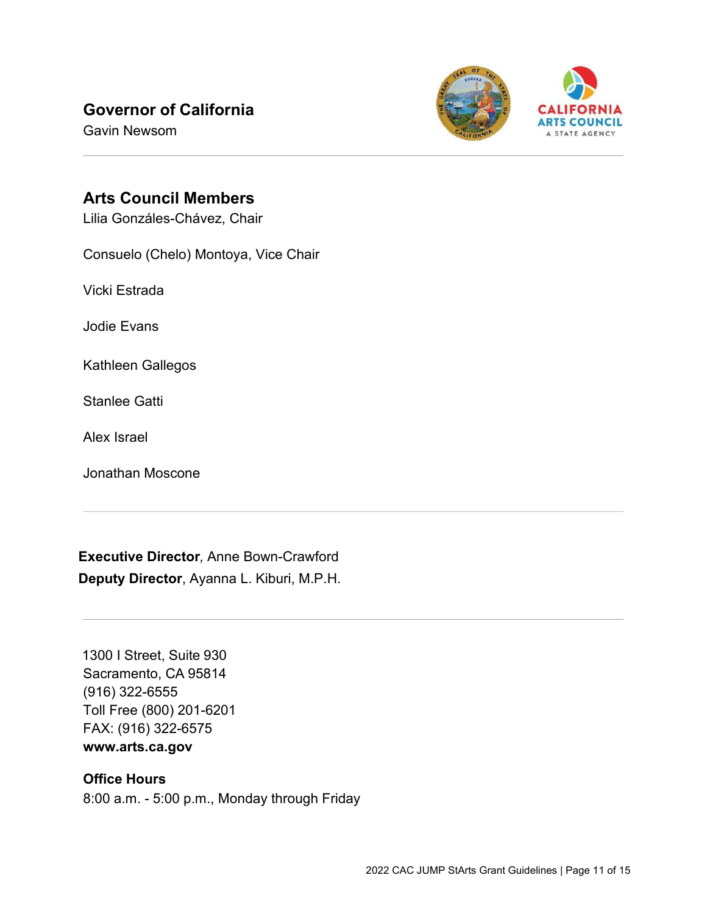## Governor of California

Gavin Newsom

---

## Arts Council Members

Lilia Gonzáles-Chávez, Chair

Consuelo (Chelo) Montoya, Vice Chair

Vicki Estrada

Jodie Evans

Kathleen Gallegos

Stanlee Gatti

Alex Israel

Jonathan Moscone

---

**Executive Director***,* Anne Bown-Crawford
**Deputy Director**, Ayanna L. Kiburi, M.P.H.

---

1300 I Street, Suite 930
Sacramento, CA 95814
(916) 322-6555
Toll Free (800) 201-6201
FAX: (916) 322-6575
**www.arts.ca.gov**

**Office Hours**
8:00 a.m. - 5:00 p.m., Monday through Friday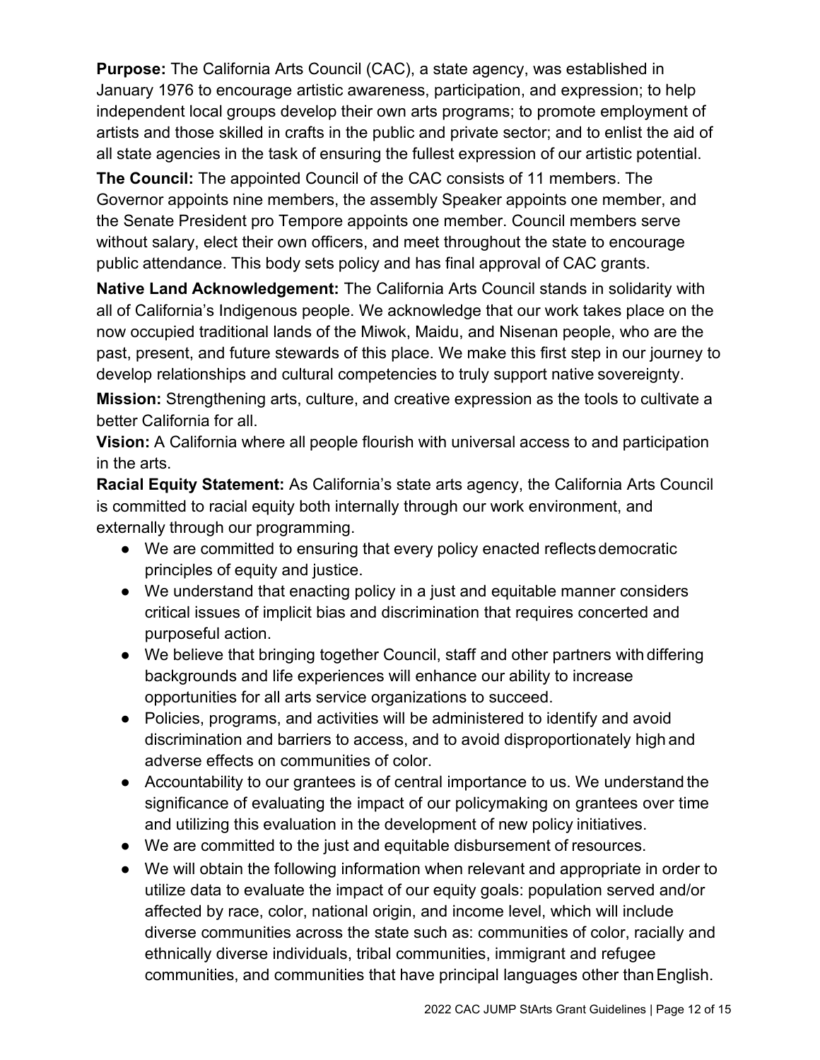**Purpose:** The California Arts Council (CAC), a state agency, was established in January 1976 to encourage artistic awareness, participation, and expression; to help independent local groups develop their own arts programs; to promote employment of artists and those skilled in crafts in the public and private sector; and to enlist the aid of all state agencies in the task of ensuring the fullest expression of our artistic potential.

**The Council:** The appointed Council of the CAC consists of 11 members. The Governor appoints nine members, the assembly Speaker appoints one member, and the Senate President pro Tempore appoints one member. Council members serve without salary, elect their own officers, and meet throughout the state to encourage public attendance. This body sets policy and has final approval of CAC grants.

**Native Land Acknowledgement:** The California Arts Council stands in solidarity with all of California's Indigenous people. We acknowledge that our work takes place on the now occupied traditional lands of the Miwok, Maidu, and Nisenan people, who are the past, present, and future stewards of this place. We make this first step in our journey to develop relationships and cultural competencies to truly support native sovereignty.

**Mission:** Strengthening arts, culture, and creative expression as the tools to cultivate a better California for all.

**Vision:** A California where all people flourish with universal access to and participation in the arts.

**Racial Equity Statement:** As California's state arts agency, the California Arts Council is committed to racial equity both internally through our work environment, and externally through our programming.

- We are committed to ensuring that every policy enacted reflects democratic principles of equity and justice.
- We understand that enacting policy in a just and equitable manner considers critical issues of implicit bias and discrimination that requires concerted and purposeful action.
- We believe that bringing together Council, staff and other partners with differing backgrounds and life experiences will enhance our ability to increase opportunities for all arts service organizations to succeed.
- Policies, programs, and activities will be administered to identify and avoid discrimination and barriers to access, and to avoid disproportionately high and adverse effects on communities of color.
- Accountability to our grantees is of central importance to us. We understand the significance of evaluating the impact of our policymaking on grantees over time and utilizing this evaluation in the development of new policy initiatives.
- We are committed to the just and equitable disbursement of resources.
- We will obtain the following information when relevant and appropriate in order to utilize data to evaluate the impact of our equity goals: population served and/or affected by race, color, national origin, and income level, which will include diverse communities across the state such as: communities of color, racially and ethnically diverse individuals, tribal communities, immigrant and refugee communities, and communities that have principal languages other than English.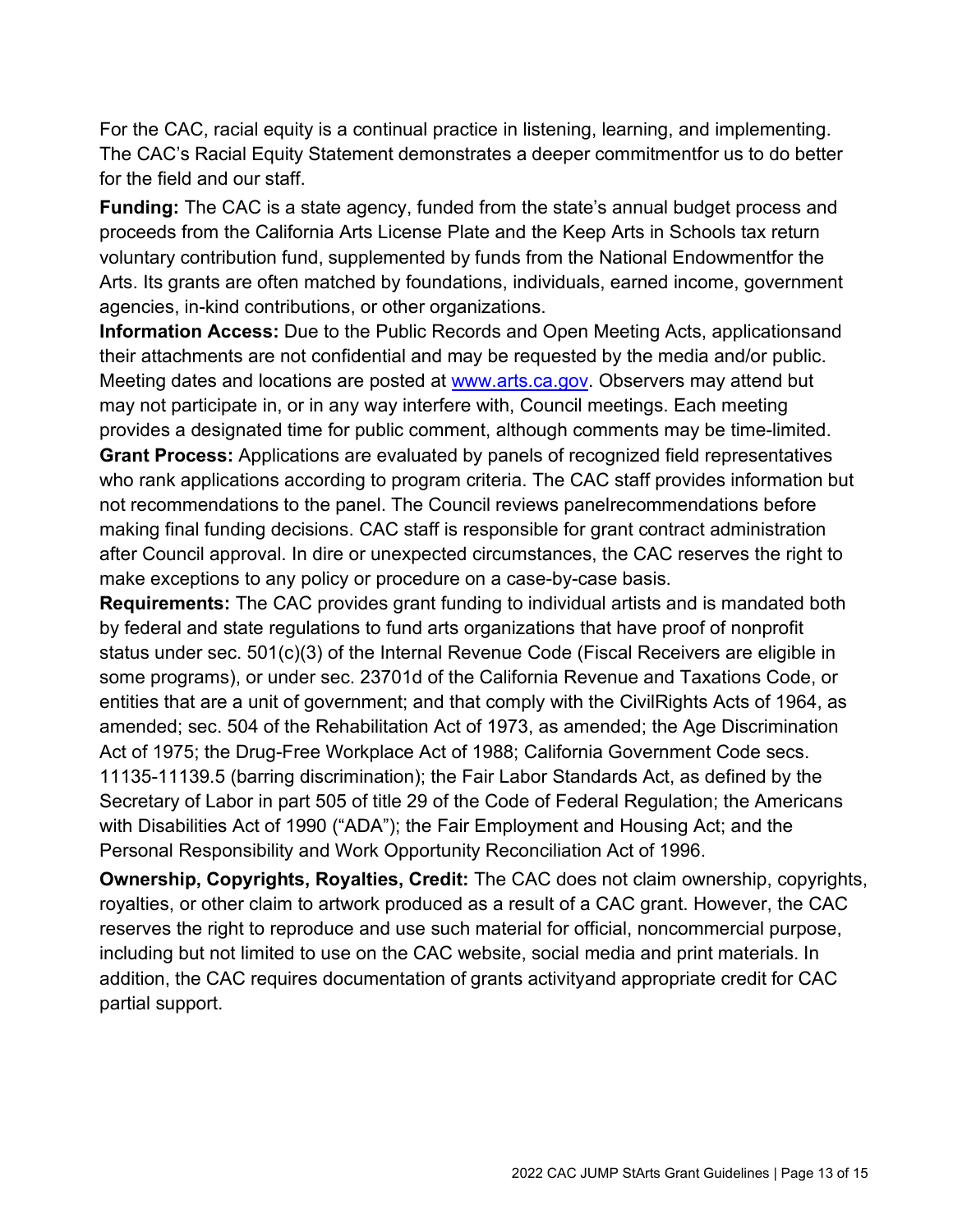For the CAC, racial equity is a continual practice in listening, learning, and implementing. The CAC's Racial Equity Statement demonstrates a deeper commitmentfor us to do better for the field and our staff.

**Funding:** The CAC is a state agency, funded from the state's annual budget process and proceeds from the California Arts License Plate and the Keep Arts in Schools tax return voluntary contribution fund, supplemented by funds from the National Endowmentfor the Arts. Its grants are often matched by foundations, individuals, earned income, government agencies, in-kind contributions, or other organizations.

**Information Access:** Due to the Public Records and Open Meeting Acts, applicationsand their attachments are not confidential and may be requested by the media and/or public. Meeting dates and locations are posted at [www.arts.ca.gov](http://www.arts.ca.gov). Observers may attend but may not participate in, or in any way interfere with, Council meetings. Each meeting provides a designated time for public comment, although comments may be time-limited.

**Grant Process:** Applications are evaluated by panels of recognized field representatives who rank applications according to program criteria. The CAC staff provides information but not recommendations to the panel. The Council reviews panelrecommendations before making final funding decisions. CAC staff is responsible for grant contract administration after Council approval. In dire or unexpected circumstances, the CAC reserves the right to make exceptions to any policy or procedure on a case-by-case basis.

**Requirements:** The CAC provides grant funding to individual artists and is mandated both by federal and state regulations to fund arts organizations that have proof of nonprofit status under sec. 501(c)(3) of the Internal Revenue Code (Fiscal Receivers are eligible in some programs), or under sec. 23701d of the California Revenue and Taxations Code, or entities that are a unit of government; and that comply with the CivilRights Acts of 1964, as amended; sec. 504 of the Rehabilitation Act of 1973, as amended; the Age Discrimination Act of 1975; the Drug-Free Workplace Act of 1988; California Government Code secs. 11135-11139.5 (barring discrimination); the Fair Labor Standards Act, as defined by the Secretary of Labor in part 505 of title 29 of the Code of Federal Regulation; the Americans with Disabilities Act of 1990 ("ADA"); the Fair Employment and Housing Act; and the Personal Responsibility and Work Opportunity Reconciliation Act of 1996.

**Ownership, Copyrights, Royalties, Credit:** The CAC does not claim ownership, copyrights, royalties, or other claim to artwork produced as a result of a CAC grant. However, the CAC reserves the right to reproduce and use such material for official, noncommercial purpose, including but not limited to use on the CAC website, social media and print materials. In addition, the CAC requires documentation of grants activityand appropriate credit for CAC partial support.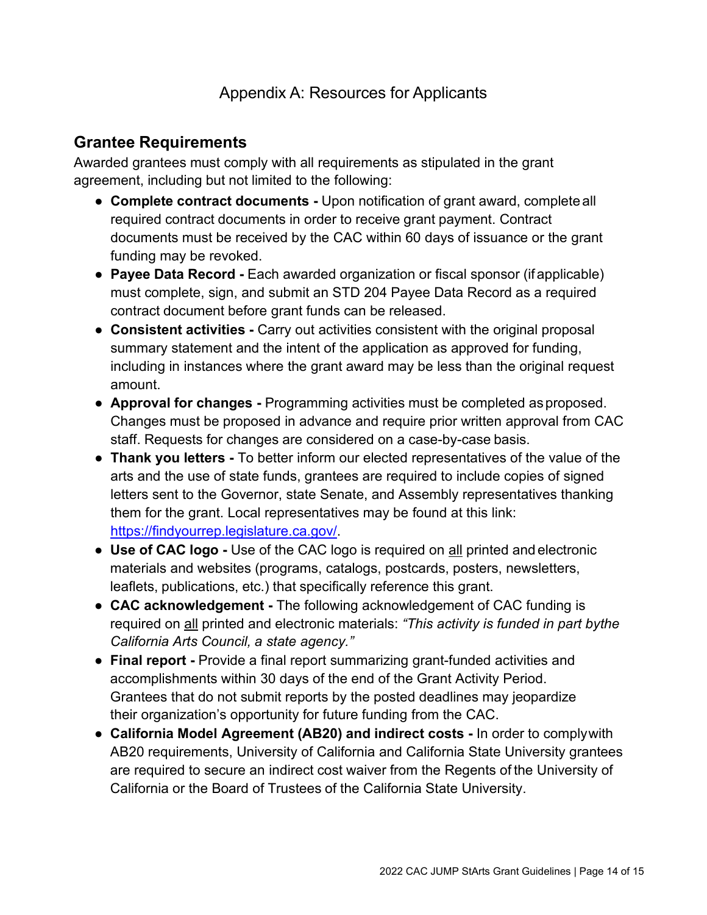# Appendix A: Resources for Applicants

## Grantee Requirements

Awarded grantees must comply with all requirements as stipulated in the grant agreement, including but not limited to the following:

- **Complete contract documents -** Upon notification of grant award, complete all required contract documents in order to receive grant payment. Contract documents must be received by the CAC within 60 days of issuance or the grant funding may be revoked.
- **Payee Data Record -** Each awarded organization or fiscal sponsor (if applicable) must complete, sign, and submit an STD 204 Payee Data Record as a required contract document before grant funds can be released.
- **Consistent activities -** Carry out activities consistent with the original proposal summary statement and the intent of the application as approved for funding, including in instances where the grant award may be less than the original request amount.
- **Approval for changes -** Programming activities must be completed as proposed. Changes must be proposed in advance and require prior written approval from CAC staff. Requests for changes are considered on a case-by-case basis.
- **Thank you letters -** To better inform our elected representatives of the value of the arts and the use of state funds, grantees are required to include copies of signed letters sent to the Governor, state Senate, and Assembly representatives thanking them for the grant. Local representatives may be found at this link: [https://findyourrep.legislature.ca.gov/](https://findyourrep.legislature.ca.gov/).
- **Use of CAC logo -** Use of the CAC logo is required on all printed and electronic materials and websites (programs, catalogs, postcards, posters, newsletters, leaflets, publications, etc.) that specifically reference this grant.
- **CAC acknowledgement -** The following acknowledgement of CAC funding is required on all printed and electronic materials: *"This activity is funded in part bythe California Arts Council, a state agency."*
- **Final report -** Provide a final report summarizing grant-funded activities and accomplishments within 30 days of the end of the Grant Activity Period. Grantees that do not submit reports by the posted deadlines may jeopardize their organization's opportunity for future funding from the CAC.
- **California Model Agreement (AB20) and indirect costs -** In order to comply with AB20 requirements, University of California and California State University grantees are required to secure an indirect cost waiver from the Regents of the University of California or the Board of Trustees of the California State University.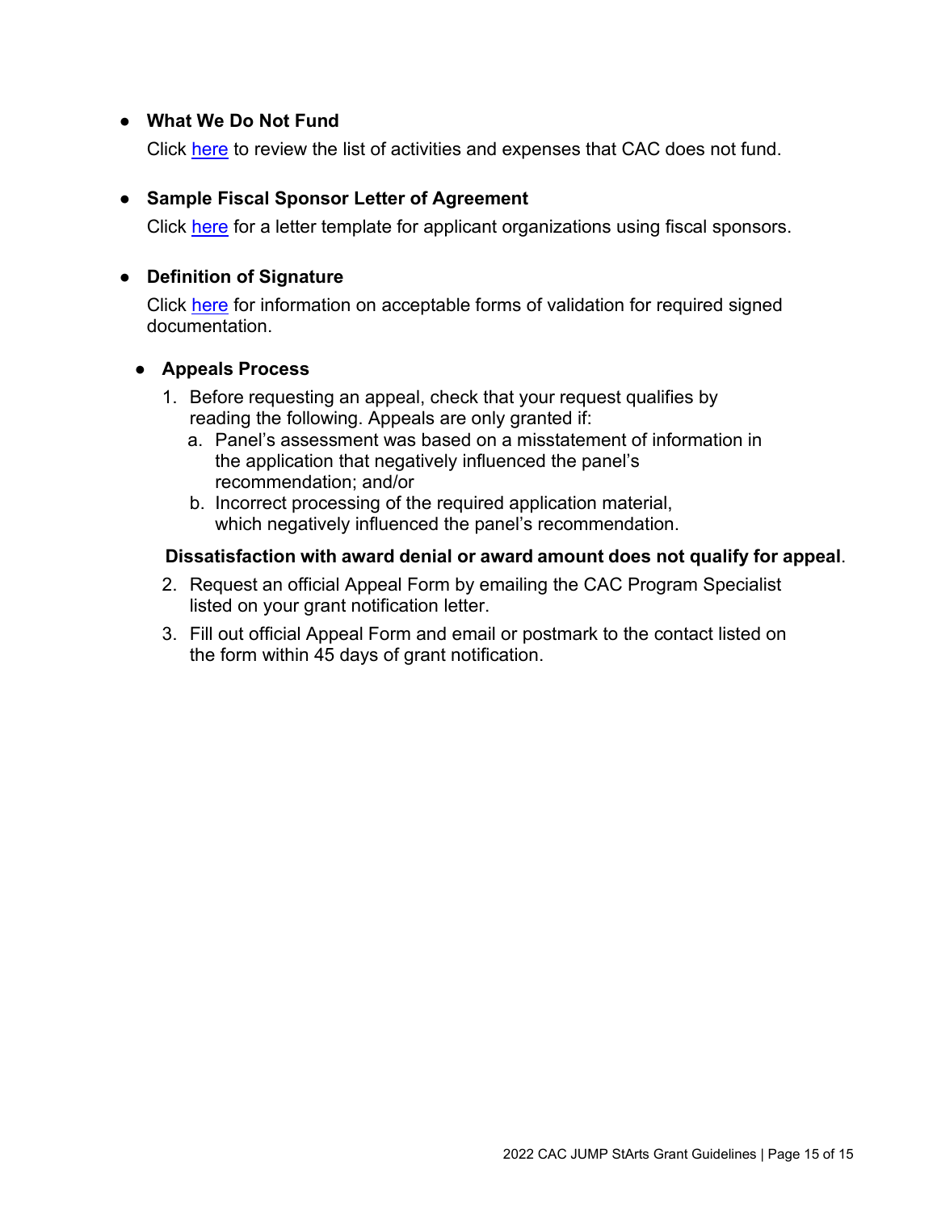- **What We Do Not Fund**

  Click here to review the list of activities and expenses that CAC does not fund.

- **Sample Fiscal Sponsor Letter of Agreement**

  Click here for a letter template for applicant organizations using fiscal sponsors.

- **Definition of Signature**

  Click here for information on acceptable forms of validation for required signed documentation.

- **Appeals Process**

  1. Before requesting an appeal, check that your request qualifies by reading the following. Appeals are only granted if:
     a. Panel's assessment was based on a misstatement of information in the application that negatively influenced the panel's recommendation; and/or
     b. Incorrect processing of the required application material, which negatively influenced the panel's recommendation.

  **Dissatisfaction with award denial or award amount does not qualify for appeal**.

  2. Request an official Appeal Form by emailing the CAC Program Specialist listed on your grant notification letter.
  3. Fill out official Appeal Form and email or postmark to the contact listed on the form within 45 days of grant notification.